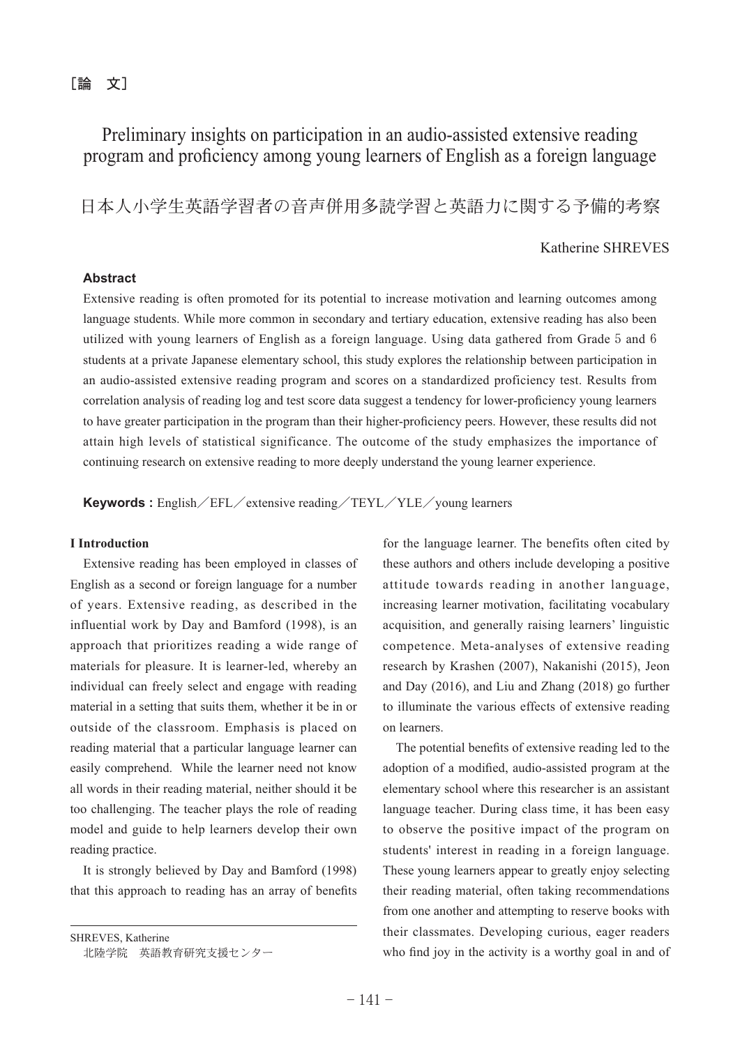［論　文］

# Preliminary insights on participation in an audio-assisted extensive reading program and proficiency among young learners of English as a foreign language

## 日本人小学生英語学習者の音声併用多読学習と英語力に関する予備的考察

Katherine SHREVES

### Abstract

Extensive reading is often promoted for its potential to increase motivation and learning outcomes among language students. While more common in secondary and tertiary education, extensive reading has also been utilized with young learners of English as a foreign language. Using data gathered from Grade 5 and 6 students at a private Japanese elementary school, this study explores the relationship between participation in an audio-assisted extensive reading program and scores on a standardized proficiency test. Results from correlation analysis of reading log and test score data suggest a tendency for lower-proficiency young learners to have greater participation in the program than their higher-proficiency peers. However, these results did not attain high levels of statistical significance. The outcome of the study emphasizes the importance of continuing research on extensive reading to more deeply understand the young learner experience.

**Keywords :** English／EFL／extensive reading／TEYL／YLE／young learners

### I Introduction

Extensive reading has been employed in classes of English as a second or foreign language for a number of years. Extensive reading, as described in the influential work by Day and Bamford (1998), is an approach that prioritizes reading a wide range of materials for pleasure. It is learner-led, whereby an individual can freely select and engage with reading material in a setting that suits them, whether it be in or outside of the classroom. Emphasis is placed on reading material that a particular language learner can easily comprehend. While the learner need not know all words in their reading material, neither should it be too challenging. The teacher plays the role of reading model and guide to help learners develop their own reading practice.

It is strongly believed by Day and Bamford (1998) that this approach to reading has an array of benefits for the language learner. The benefits often cited by these authors and others include developing a positive attitude towards reading in another language, increasing learner motivation, facilitating vocabulary acquisition, and generally raising learners' linguistic competence. Meta-analyses of extensive reading research by Krashen (2007), Nakanishi (2015), Jeon and Day (2016), and Liu and Zhang (2018) go further to illuminate the various effects of extensive reading on learners.

The potential benefits of extensive reading led to the adoption of a modified, audio-assisted program at the elementary school where this researcher is an assistant language teacher. During class time, it has been easy to observe the positive impact of the program on students' interest in reading in a foreign language. These young learners appear to greatly enjoy selecting their reading material, often taking recommendations from one another and attempting to reserve books with their classmates. Developing curious, eager readers who find joy in the activity is a worthy goal in and of

---

SHREVES, Katherine
北陸学院　英語教育研究支援センター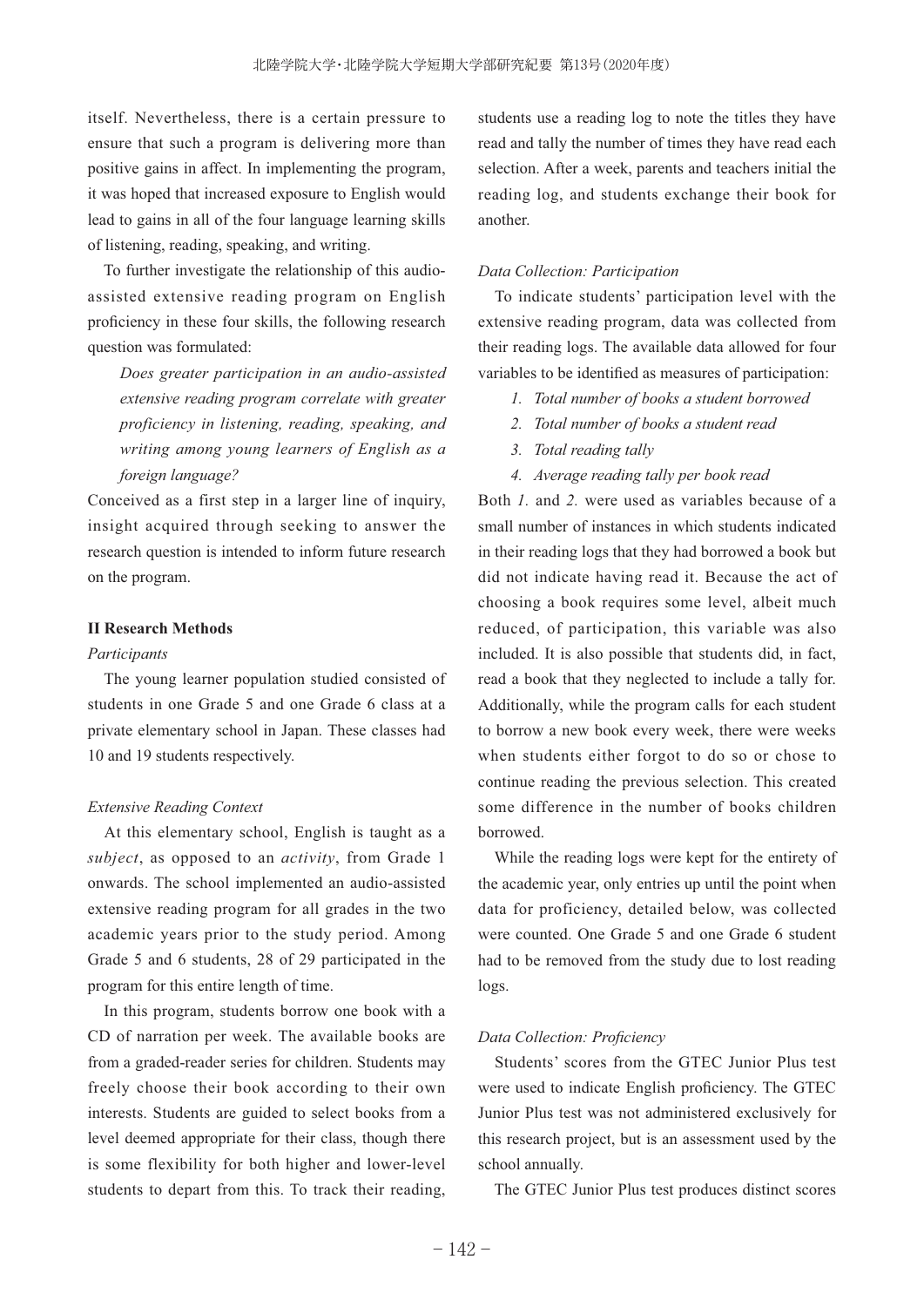itself. Nevertheless, there is a certain pressure to ensure that such a program is delivering more than positive gains in affect. In implementing the program, it was hoped that increased exposure to English would lead to gains in all of the four language learning skills of listening, reading, speaking, and writing.

To further investigate the relationship of this audio-assisted extensive reading program on English proficiency in these four skills, the following research question was formulated:

> *Does greater participation in an audio-assisted extensive reading program correlate with greater proficiency in listening, reading, speaking, and writing among young learners of English as a foreign language?*

Conceived as a first step in a larger line of inquiry, insight acquired through seeking to answer the research question is intended to inform future research on the program.

## II Research Methods

### *Participants*

The young learner population studied consisted of students in one Grade 5 and one Grade 6 class at a private elementary school in Japan. These classes had 10 and 19 students respectively.

### *Extensive Reading Context*

At this elementary school, English is taught as a *subject*, as opposed to an *activity*, from Grade 1 onwards. The school implemented an audio-assisted extensive reading program for all grades in the two academic years prior to the study period. Among Grade 5 and 6 students, 28 of 29 participated in the program for this entire length of time.

In this program, students borrow one book with a CD of narration per week. The available books are from a graded-reader series for children. Students may freely choose their book according to their own interests. Students are guided to select books from a level deemed appropriate for their class, though there is some flexibility for both higher and lower-level students to depart from this. To track their reading, students use a reading log to note the titles they have read and tally the number of times they have read each selection. After a week, parents and teachers initial the reading log, and students exchange their book for another.

### *Data Collection: Participation*

To indicate students' participation level with the extensive reading program, data was collected from their reading logs. The available data allowed for four variables to be identified as measures of participation:

1. *Total number of books a student borrowed*
2. *Total number of books a student read*
3. *Total reading tally*
4. *Average reading tally per book read*

Both *1.* and *2.* were used as variables because of a small number of instances in which students indicated in their reading logs that they had borrowed a book but did not indicate having read it. Because the act of choosing a book requires some level, albeit much reduced, of participation, this variable was also included. It is also possible that students did, in fact, read a book that they neglected to include a tally for. Additionally, while the program calls for each student to borrow a new book every week, there were weeks when students either forgot to do so or chose to continue reading the previous selection. This created some difference in the number of books children borrowed.

While the reading logs were kept for the entirety of the academic year, only entries up until the point when data for proficiency, detailed below, was collected were counted. One Grade 5 and one Grade 6 student had to be removed from the study due to lost reading logs.

### *Data Collection: Proficiency*

Students' scores from the GTEC Junior Plus test were used to indicate English proficiency. The GTEC Junior Plus test was not administered exclusively for this research project, but is an assessment used by the school annually.

The GTEC Junior Plus test produces distinct scores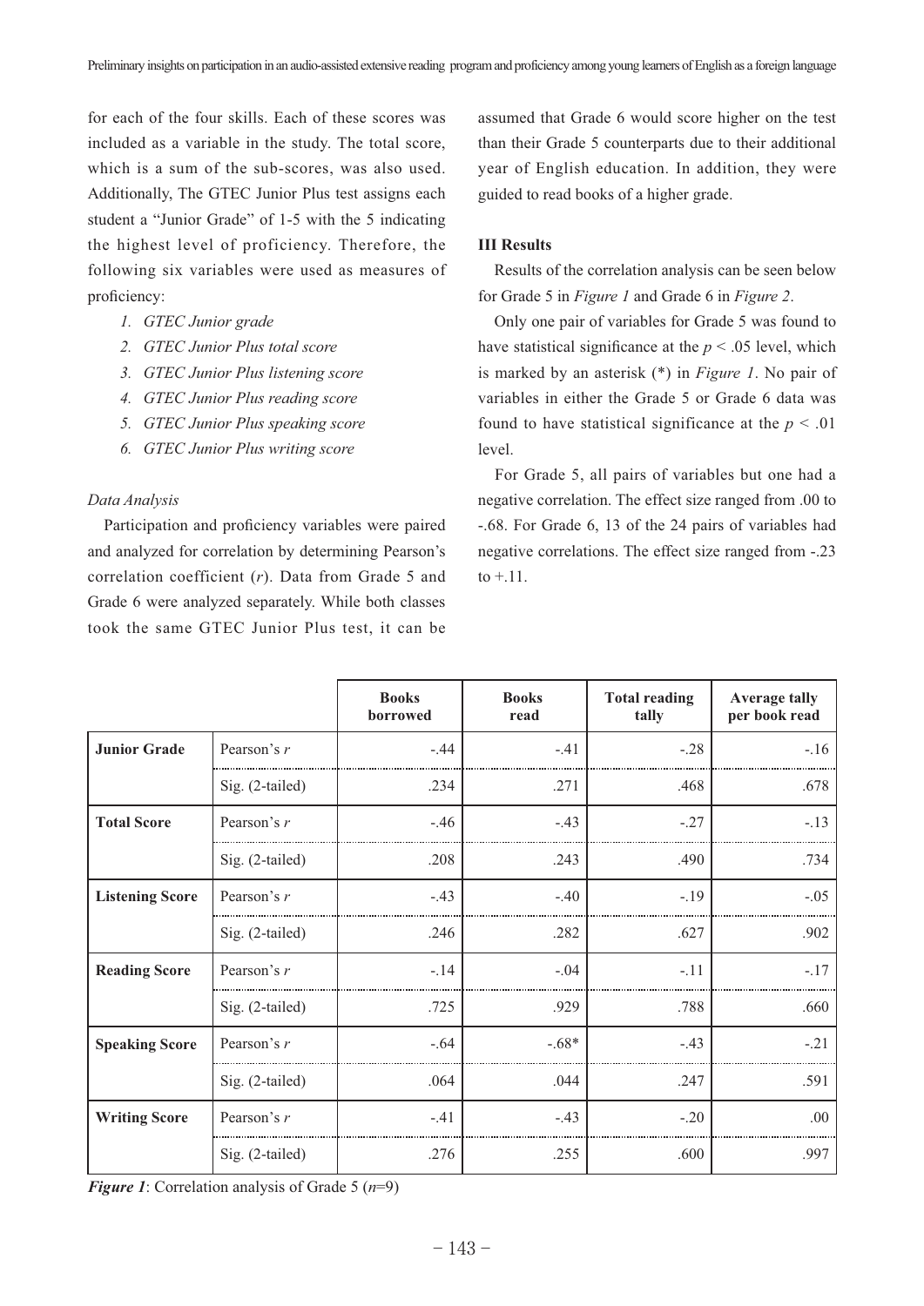for each of the four skills. Each of these scores was included as a variable in the study. The total score, which is a sum of the sub-scores, was also used. Additionally, The GTEC Junior Plus test assigns each student a "Junior Grade" of 1-5 with the 5 indicating the highest level of proficiency. Therefore, the following six variables were used as measures of proficiency:

1. *GTEC Junior grade*
2. *GTEC Junior Plus total score*
3. *GTEC Junior Plus listening score*
4. *GTEC Junior Plus reading score*
5. *GTEC Junior Plus speaking score*
6. *GTEC Junior Plus writing score*

*Data Analysis*

Participation and proficiency variables were paired and analyzed for correlation by determining Pearson's correlation coefficient ($r$). Data from Grade 5 and Grade 6 were analyzed separately. While both classes took the same GTEC Junior Plus test, it can be assumed that Grade 6 would score higher on the test than their Grade 5 counterparts due to their additional year of English education. In addition, they were guided to read books of a higher grade.

**III Results**

Results of the correlation analysis can be seen below for Grade 5 in *Figure 1* and Grade 6 in *Figure 2*.

Only one pair of variables for Grade 5 was found to have statistical significance at the $p < .05$ level, which is marked by an asterisk (*) in *Figure 1*. No pair of variables in either the Grade 5 or Grade 6 data was found to have statistical significance at the $p < .01$ level.

For Grade 5, all pairs of variables but one had a negative correlation. The effect size ranged from .00 to -.68. For Grade 6, 13 of the 24 pairs of variables had negative correlations. The effect size ranged from -.23 to +.11.

| | | Books borrowed | Books read | Total reading tally | Average tally per book read |
|---|---|---|---|---|---|
| **Junior Grade** | Pearson's $r$ | -.44 | -.41 | -.28 | -.16 |
| | Sig. (2-tailed) | .234 | .271 | .468 | .678 |
| **Total Score** | Pearson's $r$ | -.46 | -.43 | -.27 | -.13 |
| | Sig. (2-tailed) | .208 | .243 | .490 | .734 |
| **Listening Score** | Pearson's $r$ | -.43 | -.40 | -.19 | -.05 |
| | Sig. (2-tailed) | .246 | .282 | .627 | .902 |
| **Reading Score** | Pearson's $r$ | -.14 | -.04 | -.11 | -.17 |
| | Sig. (2-tailed) | .725 | .929 | .788 | .660 |
| **Speaking Score** | Pearson's $r$ | -.64 | -.68* | -.43 | -.21 |
| | Sig. (2-tailed) | .064 | .044 | .247 | .591 |
| **Writing Score** | Pearson's $r$ | -.41 | -.43 | -.20 | .00 |
| | Sig. (2-tailed) | .276 | .255 | .600 | .997 |

***Figure 1***: Correlation analysis of Grade 5 ($n$=9)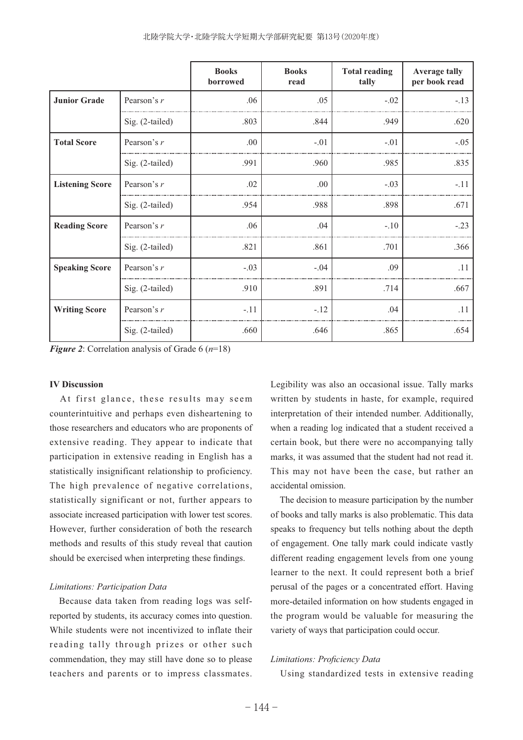| | | Books borrowed | Books read | Total reading tally | Average tally per book read |
|---|---|---|---|---|---|
| **Junior Grade** | Pearson's *r* | .06 | .05 | -.02 | -.13 |
| | Sig. (2-tailed) | .803 | .844 | .949 | .620 |
| **Total Score** | Pearson's *r* | .00 | -.01 | -.01 | -.05 |
| | Sig. (2-tailed) | .991 | .960 | .985 | .835 |
| **Listening Score** | Pearson's *r* | .02 | .00 | -.03 | -.11 |
| | Sig. (2-tailed) | .954 | .988 | .898 | .671 |
| **Reading Score** | Pearson's *r* | .06 | .04 | -.10 | -.23 |
| | Sig. (2-tailed) | .821 | .861 | .701 | .366 |
| **Speaking Score** | Pearson's *r* | -.03 | -.04 | .09 | .11 |
| | Sig. (2-tailed) | .910 | .891 | .714 | .667 |
| **Writing Score** | Pearson's *r* | -.11 | -.12 | .04 | .11 |
| | Sig. (2-tailed) | .660 | .646 | .865 | .654 |

***Figure 2***: Correlation analysis of Grade 6 ($n$=18)

## IV Discussion

At first glance, these results may seem counterintuitive and perhaps even disheartening to those researchers and educators who are proponents of extensive reading. They appear to indicate that participation in extensive reading in English has a statistically insignificant relationship to proficiency. The high prevalence of negative correlations, statistically significant or not, further appears to associate increased participation with lower test scores. However, further consideration of both the research methods and results of this study reveal that caution should be exercised when interpreting these findings.

### *Limitations: Participation Data*

Because data taken from reading logs was self-reported by students, its accuracy comes into question. While students were not incentivized to inflate their reading tally through prizes or other such commendation, they may still have done so to please teachers and parents or to impress classmates. Legibility was also an occasional issue. Tally marks written by students in haste, for example, required interpretation of their intended number. Additionally, when a reading log indicated that a student received a certain book, but there were no accompanying tally marks, it was assumed that the student had not read it. This may not have been the case, but rather an accidental omission.

The decision to measure participation by the number of books and tally marks is also problematic. This data speaks to frequency but tells nothing about the depth of engagement. One tally mark could indicate vastly different reading engagement levels from one young learner to the next. It could represent both a brief perusal of the pages or a concentrated effort. Having more-detailed information on how students engaged in the program would be valuable for measuring the variety of ways that participation could occur.

### *Limitations: Proficiency Data*

Using standardized tests in extensive reading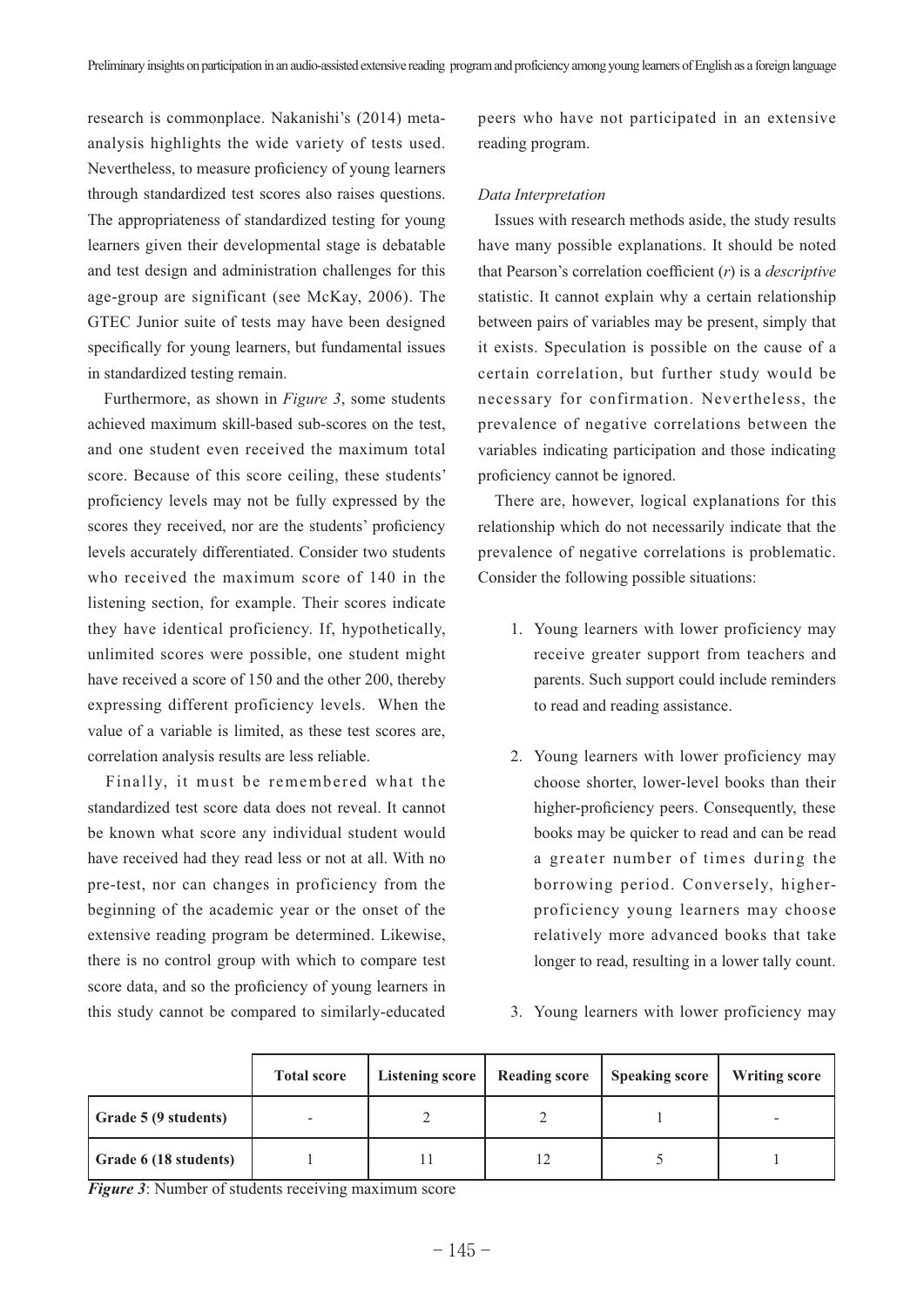research is commonplace. Nakanishi's (2014) meta-analysis highlights the wide variety of tests used. Nevertheless, to measure proficiency of young learners through standardized test scores also raises questions. The appropriateness of standardized testing for young learners given their developmental stage is debatable and test design and administration challenges for this age-group are significant (see McKay, 2006). The GTEC Junior suite of tests may have been designed specifically for young learners, but fundamental issues in standardized testing remain.

Furthermore, as shown in *Figure 3*, some students achieved maximum skill-based sub-scores on the test, and one student even received the maximum total score. Because of this score ceiling, these students' proficiency levels may not be fully expressed by the scores they received, nor are the students' proficiency levels accurately differentiated. Consider two students who received the maximum score of 140 in the listening section, for example. Their scores indicate they have identical proficiency. If, hypothetically, unlimited scores were possible, one student might have received a score of 150 and the other 200, thereby expressing different proficiency levels. When the value of a variable is limited, as these test scores are, correlation analysis results are less reliable.

Finally, it must be remembered what the standardized test score data does not reveal. It cannot be known what score any individual student would have received had they read less or not at all. With no pre-test, nor can changes in proficiency from the beginning of the academic year or the onset of the extensive reading program be determined. Likewise, there is no control group with which to compare test score data, and so the proficiency of young learners in this study cannot be compared to similarly-educated peers who have not participated in an extensive reading program.

*Data Interpretation*

Issues with research methods aside, the study results have many possible explanations. It should be noted that Pearson's correlation coefficient ($r$) is a *descriptive* statistic. It cannot explain why a certain relationship between pairs of variables may be present, simply that it exists. Speculation is possible on the cause of a certain correlation, but further study would be necessary for confirmation. Nevertheless, the prevalence of negative correlations between the variables indicating participation and those indicating proficiency cannot be ignored.

There are, however, logical explanations for this relationship which do not necessarily indicate that the prevalence of negative correlations is problematic. Consider the following possible situations:

1. Young learners with lower proficiency may receive greater support from teachers and parents. Such support could include reminders to read and reading assistance.
2. Young learners with lower proficiency may choose shorter, lower-level books than their higher-proficiency peers. Consequently, these books may be quicker to read and can be read a greater number of times during the borrowing period. Conversely, higher-proficiency young learners may choose relatively more advanced books that take longer to read, resulting in a lower tally count.
3. Young learners with lower proficiency may

| | Total score | Listening score | Reading score | Speaking score | Writing score |
|---|---|---|---|---|---|
| **Grade 5 (9 students)** | - | 2 | 2 | 1 | - |
| **Grade 6 (18 students)** | 1 | 11 | 12 | 5 | 1 |

***Figure 3***: Number of students receiving maximum score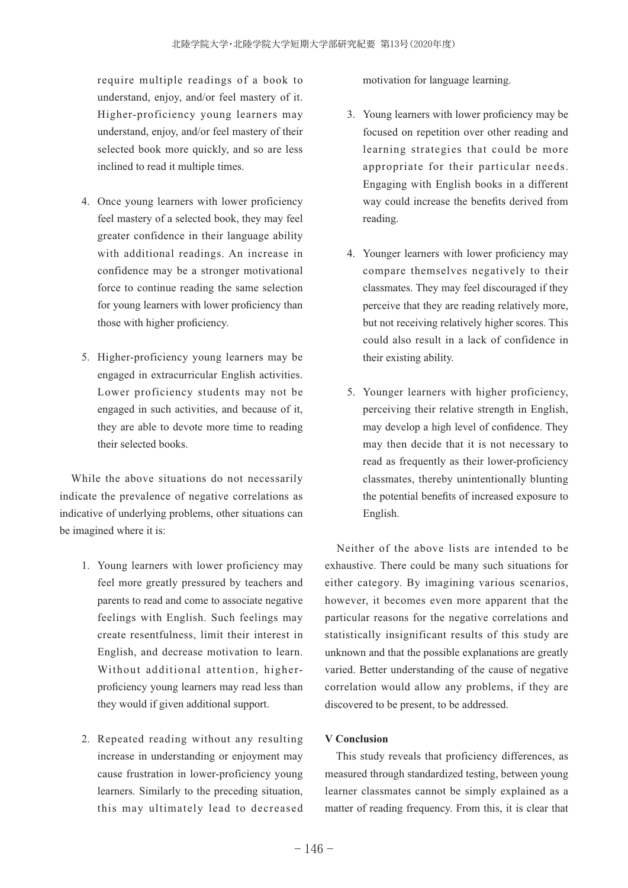require multiple readings of a book to understand, enjoy, and/or feel mastery of it. Higher-proficiency young learners may understand, enjoy, and/or feel mastery of their selected book more quickly, and so are less inclined to read it multiple times.

4. Once young learners with lower proficiency feel mastery of a selected book, they may feel greater confidence in their language ability with additional readings. An increase in confidence may be a stronger motivational force to continue reading the same selection for young learners with lower proficiency than those with higher proficiency.

5. Higher-proficiency young learners may be engaged in extracurricular English activities. Lower proficiency students may not be engaged in such activities, and because of it, they are able to devote more time to reading their selected books.

While the above situations do not necessarily indicate the prevalence of negative correlations as indicative of underlying problems, other situations can be imagined where it is:

1. Young learners with lower proficiency may feel more greatly pressured by teachers and parents to read and come to associate negative feelings with English. Such feelings may create resentfulness, limit their interest in English, and decrease motivation to learn. Without additional attention, higher-proficiency young learners may read less than they would if given additional support.

2. Repeated reading without any resulting increase in understanding or enjoyment may cause frustration in lower-proficiency young learners. Similarly to the preceding situation, this may ultimately lead to decreased motivation for language learning.

3. Young learners with lower proficiency may be focused on repetition over other reading and learning strategies that could be more appropriate for their particular needs. Engaging with English books in a different way could increase the benefits derived from reading.

4. Younger learners with lower proficiency may compare themselves negatively to their classmates. They may feel discouraged if they perceive that they are reading relatively more, but not receiving relatively higher scores. This could also result in a lack of confidence in their existing ability.

5. Younger learners with higher proficiency, perceiving their relative strength in English, may develop a high level of confidence. They may then decide that it is not necessary to read as frequently as their lower-proficiency classmates, thereby unintentionally blunting the potential benefits of increased exposure to English.

Neither of the above lists are intended to be exhaustive. There could be many such situations for either category. By imagining various scenarios, however, it becomes even more apparent that the particular reasons for the negative correlations and statistically insignificant results of this study are unknown and that the possible explanations are greatly varied. Better understanding of the cause of negative correlation would allow any problems, if they are discovered to be present, to be addressed.

## V Conclusion

This study reveals that proficiency differences, as measured through standardized testing, between young learner classmates cannot be simply explained as a matter of reading frequency. From this, it is clear that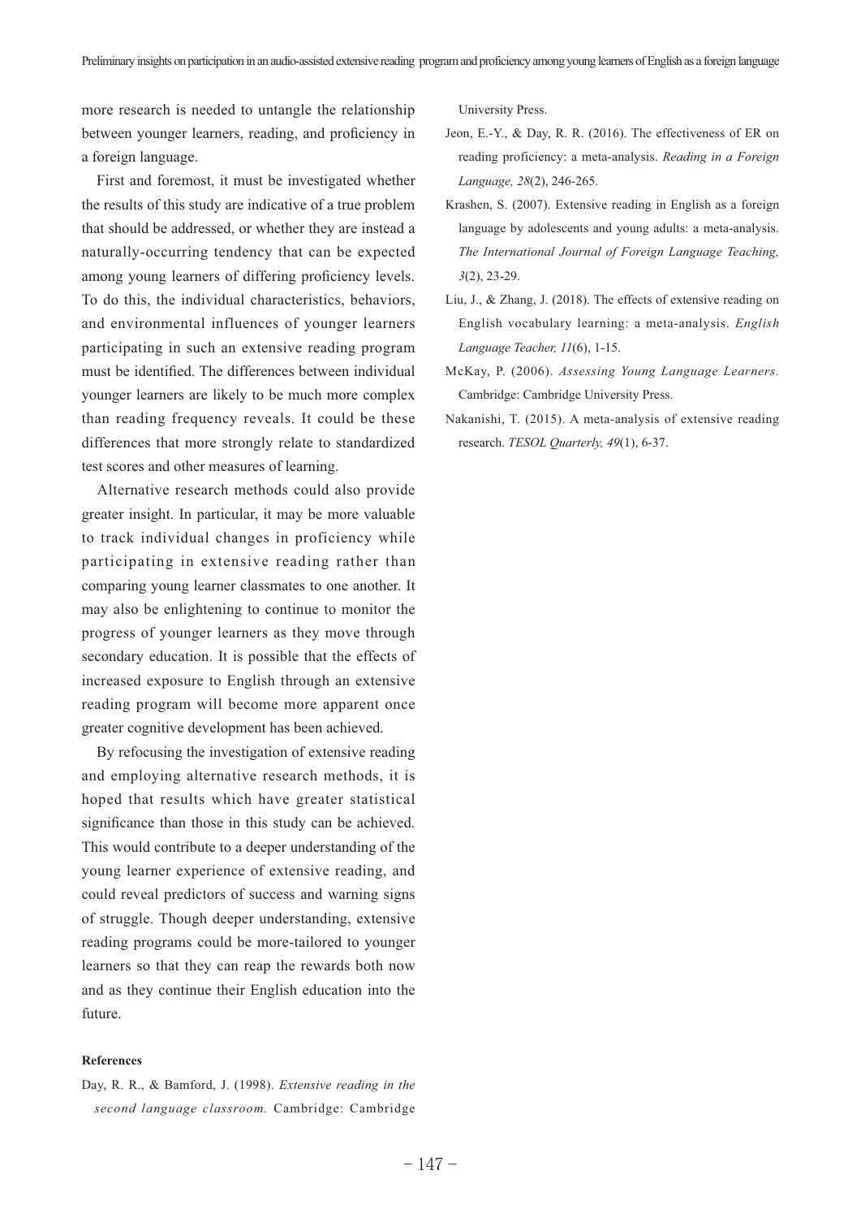more research is needed to untangle the relationship between younger learners, reading, and proficiency in a foreign language.

First and foremost, it must be investigated whether the results of this study are indicative of a true problem that should be addressed, or whether they are instead a naturally-occurring tendency that can be expected among young learners of differing proficiency levels. To do this, the individual characteristics, behaviors, and environmental influences of younger learners participating in such an extensive reading program must be identified. The differences between individual younger learners are likely to be much more complex than reading frequency reveals. It could be these differences that more strongly relate to standardized test scores and other measures of learning.

Alternative research methods could also provide greater insight. In particular, it may be more valuable to track individual changes in proficiency while participating in extensive reading rather than comparing young learner classmates to one another. It may also be enlightening to continue to monitor the progress of younger learners as they move through secondary education. It is possible that the effects of increased exposure to English through an extensive reading program will become more apparent once greater cognitive development has been achieved.

By refocusing the investigation of extensive reading and employing alternative research methods, it is hoped that results which have greater statistical significance than those in this study can be achieved. This would contribute to a deeper understanding of the young learner experience of extensive reading, and could reveal predictors of success and warning signs of struggle. Though deeper understanding, extensive reading programs could be more-tailored to younger learners so that they can reap the rewards both now and as they continue their English education into the future.

**References**

Day, R. R., & Bamford, J. (1998). *Extensive reading in the second language classroom.* Cambridge: Cambridge University Press.

Jeon, E.-Y., & Day, R. R. (2016). The effectiveness of ER on reading proficiency: a meta-analysis. *Reading in a Foreign Language, 28*(2), 246-265.

Krashen, S. (2007). Extensive reading in English as a foreign language by adolescents and young adults: a meta-analysis. *The International Journal of Foreign Language Teaching, 3*(2), 23-29.

Liu, J., & Zhang, J. (2018). The effects of extensive reading on English vocabulary learning: a meta-analysis. *English Language Teacher, 11*(6), 1-15.

McKay, P. (2006). *Assessing Young Language Learners.* Cambridge: Cambridge University Press.

Nakanishi, T. (2015). A meta-analysis of extensive reading research. *TESOL Quarterly, 49*(1), 6-37.